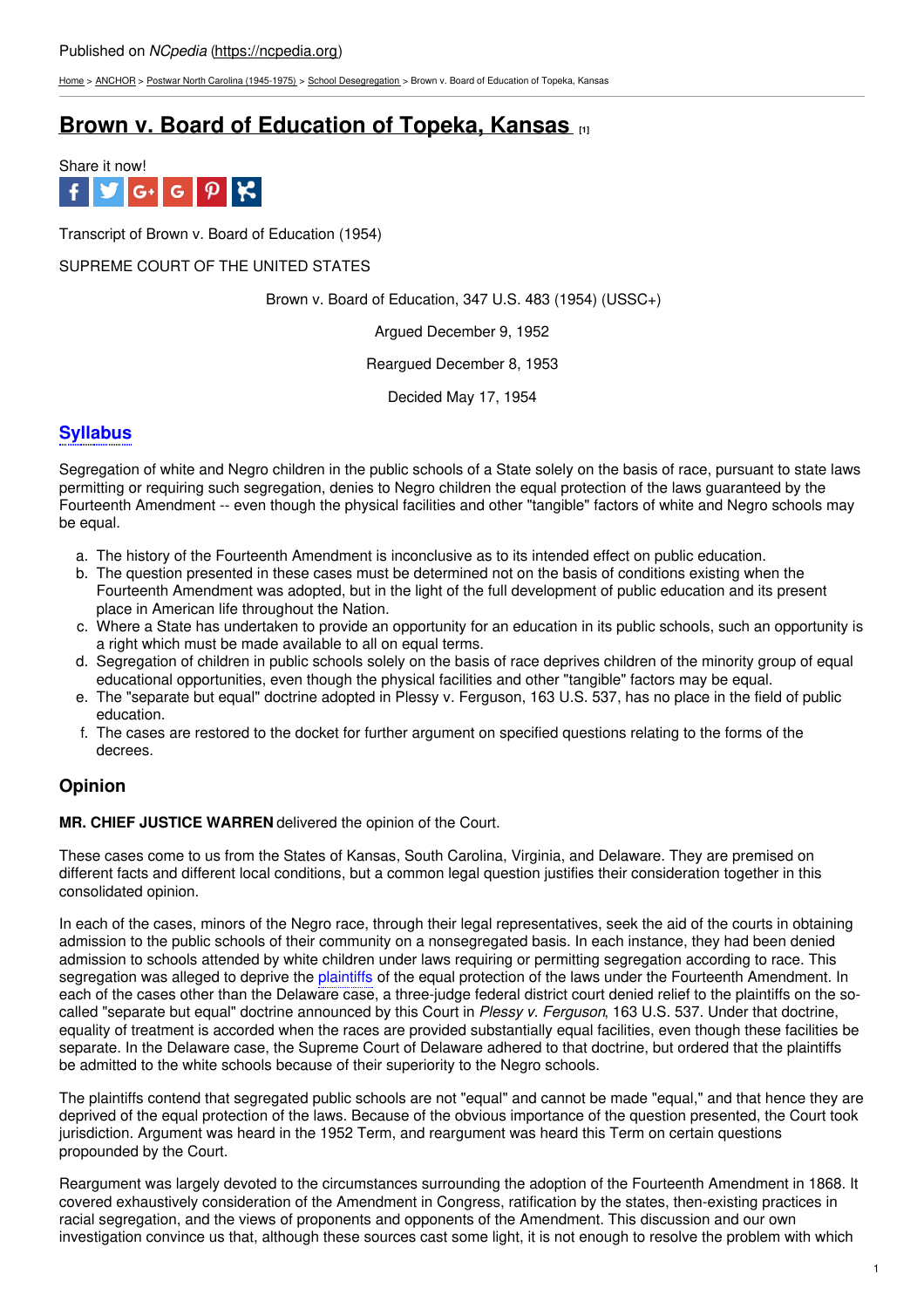Published on *NCpedia* (https://ncpedia.org)

Home > ANCHOR > Postwar North Carolina (1945-1975) > School Desegregation > Brown v. Board of Education of Topeka, Kansas

# Brown v. Board of Education of Topeka, Kansas [1]

Share it now!

Transcript of Brown v. Board of Education (1954)

SUPREME COURT OF THE UNITED STATES

Brown v. Board of Education, 347 U.S. 483 (1954) (USSC+)

Argued December 9, 1952

Reargued December 8, 1953

Decided May 17, 1954

## Syllabus

Segregation of white and Negro children in the public schools of a State solely on the basis of race, pursuant to state laws permitting or requiring such segregation, denies to Negro children the equal protection of the laws guaranteed by the Fourteenth Amendment -- even though the physical facilities and other "tangible" factors of white and Negro schools may be equal.

a. The history of the Fourteenth Amendment is inconclusive as to its intended effect on public education.
b. The question presented in these cases must be determined not on the basis of conditions existing when the Fourteenth Amendment was adopted, but in the light of the full development of public education and its present place in American life throughout the Nation.
c. Where a State has undertaken to provide an opportunity for an education in its public schools, such an opportunity is a right which must be made available to all on equal terms.
d. Segregation of children in public schools solely on the basis of race deprives children of the minority group of equal educational opportunities, even though the physical facilities and other "tangible" factors may be equal.
e. The "separate but equal" doctrine adopted in Plessy v. Ferguson, 163 U.S. 537, has no place in the field of public education.
f. The cases are restored to the docket for further argument on specified questions relating to the forms of the decrees.

## Opinion

**MR. CHIEF JUSTICE WARREN** delivered the opinion of the Court.

These cases come to us from the States of Kansas, South Carolina, Virginia, and Delaware. They are premised on different facts and different local conditions, but a common legal question justifies their consideration together in this consolidated opinion.

In each of the cases, minors of the Negro race, through their legal representatives, seek the aid of the courts in obtaining admission to the public schools of their community on a nonsegregated basis. In each instance, they had been denied admission to schools attended by white children under laws requiring or permitting segregation according to race. This segregation was alleged to deprive the plaintiffs of the equal protection of the laws under the Fourteenth Amendment. In each of the cases other than the Delaware case, a three-judge federal district court denied relief to the plaintiffs on the so-called "separate but equal" doctrine announced by this Court in *Plessy v. Ferguson*, 163 U.S. 537. Under that doctrine, equality of treatment is accorded when the races are provided substantially equal facilities, even though these facilities be separate. In the Delaware case, the Supreme Court of Delaware adhered to that doctrine, but ordered that the plaintiffs be admitted to the white schools because of their superiority to the Negro schools.

The plaintiffs contend that segregated public schools are not "equal" and cannot be made "equal," and that hence they are deprived of the equal protection of the laws. Because of the obvious importance of the question presented, the Court took jurisdiction. Argument was heard in the 1952 Term, and reargument was heard this Term on certain questions propounded by the Court.

Reargument was largely devoted to the circumstances surrounding the adoption of the Fourteenth Amendment in 1868. It covered exhaustively consideration of the Amendment in Congress, ratification by the states, then-existing practices in racial segregation, and the views of proponents and opponents of the Amendment. This discussion and our own investigation convince us that, although these sources cast some light, it is not enough to resolve the problem with which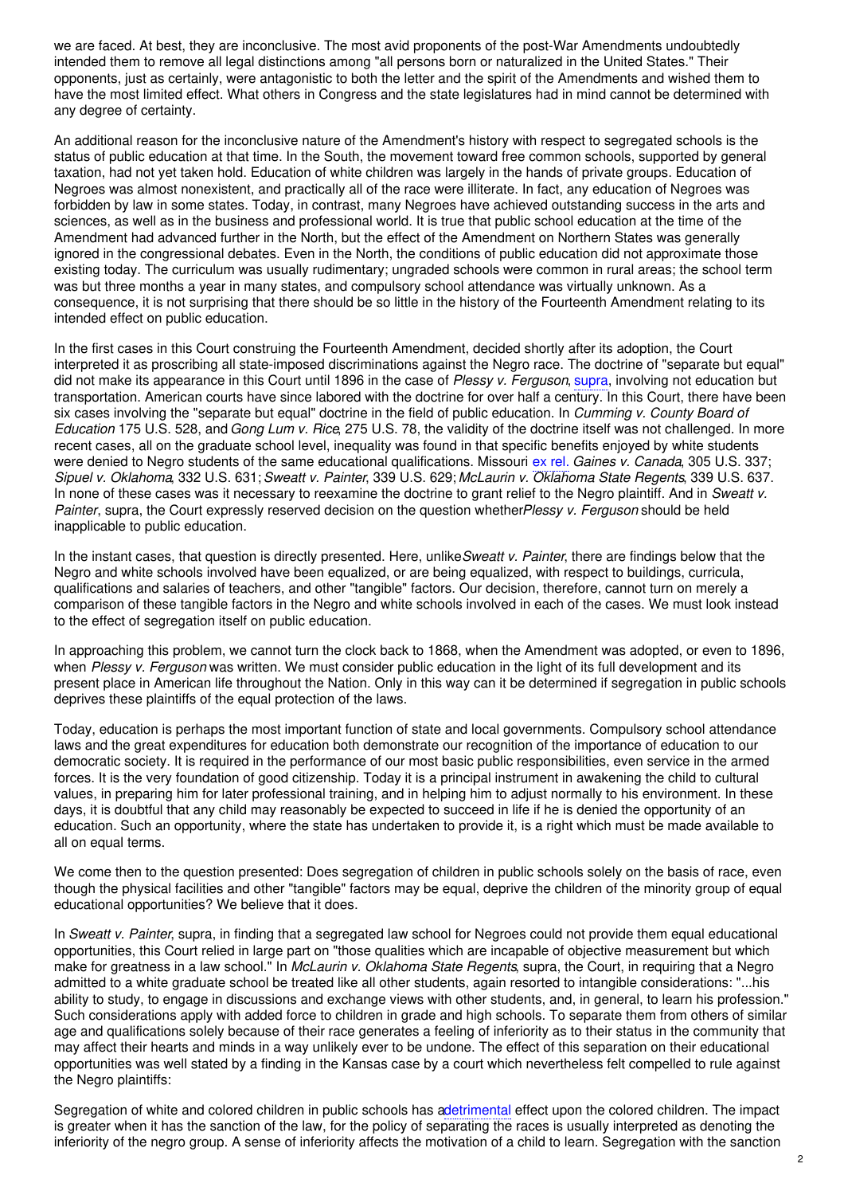we are faced. At best, they are inconclusive. The most avid proponents of the post-War Amendments undoubtedly intended them to remove all legal distinctions among "all persons born or naturalized in the United States." Their opponents, just as certainly, were antagonistic to both the letter and the spirit of the Amendments and wished them to have the most limited effect. What others in Congress and the state legislatures had in mind cannot be determined with any degree of certainty.

An additional reason for the inconclusive nature of the Amendment's history with respect to segregated schools is the status of public education at that time. In the South, the movement toward free common schools, supported by general taxation, had not yet taken hold. Education of white children was largely in the hands of private groups. Education of Negroes was almost nonexistent, and practically all of the race were illiterate. In fact, any education of Negroes was forbidden by law in some states. Today, in contrast, many Negroes have achieved outstanding success in the arts and sciences, as well as in the business and professional world. It is true that public school education at the time of the Amendment had advanced further in the North, but the effect of the Amendment on Northern States was generally ignored in the congressional debates. Even in the North, the conditions of public education did not approximate those existing today. The curriculum was usually rudimentary; ungraded schools were common in rural areas; the school term was but three months a year in many states, and compulsory school attendance was virtually unknown. As a consequence, it is not surprising that there should be so little in the history of the Fourteenth Amendment relating to its intended effect on public education.

In the first cases in this Court construing the Fourteenth Amendment, decided shortly after its adoption, the Court interpreted it as proscribing all state-imposed discriminations against the Negro race. The doctrine of "separate but equal" did not make its appearance in this Court until 1896 in the case of *Plessy v. Ferguson*, supra, involving not education but transportation. American courts have since labored with the doctrine for over half a century. In this Court, there have been six cases involving the "separate but equal" doctrine in the field of public education. In *Cumming v. County Board of Education* 175 U.S. 528, and *Gong Lum v. Rice*, 275 U.S. 78, the validity of the doctrine itself was not challenged. In more recent cases, all on the graduate school level, inequality was found in that specific benefits enjoyed by white students were denied to Negro students of the same educational qualifications. Missouri ex rel. *Gaines v. Canada*, 305 U.S. 337; *Sipuel v. Oklahoma*, 332 U.S. 631; *Sweatt v. Painter*, 339 U.S. 629; *McLaurin v. Oklahoma State Regents*, 339 U.S. 637. In none of these cases was it necessary to reexamine the doctrine to grant relief to the Negro plaintiff. And in *Sweatt v. Painter*, supra, the Court expressly reserved decision on the question whether *Plessy v. Ferguson* should be held inapplicable to public education.

In the instant cases, that question is directly presented. Here, unlike *Sweatt v. Painter*, there are findings below that the Negro and white schools involved have been equalized, or are being equalized, with respect to buildings, curricula, qualifications and salaries of teachers, and other "tangible" factors. Our decision, therefore, cannot turn on merely a comparison of these tangible factors in the Negro and white schools involved in each of the cases. We must look instead to the effect of segregation itself on public education.

In approaching this problem, we cannot turn the clock back to 1868, when the Amendment was adopted, or even to 1896, when *Plessy v. Ferguson* was written. We must consider public education in the light of its full development and its present place in American life throughout the Nation. Only in this way can it be determined if segregation in public schools deprives these plaintiffs of the equal protection of the laws.

Today, education is perhaps the most important function of state and local governments. Compulsory school attendance laws and the great expenditures for education both demonstrate our recognition of the importance of education to our democratic society. It is required in the performance of our most basic public responsibilities, even service in the armed forces. It is the very foundation of good citizenship. Today it is a principal instrument in awakening the child to cultural values, in preparing him for later professional training, and in helping him to adjust normally to his environment. In these days, it is doubtful that any child may reasonably be expected to succeed in life if he is denied the opportunity of an education. Such an opportunity, where the state has undertaken to provide it, is a right which must be made available to all on equal terms.

We come then to the question presented: Does segregation of children in public schools solely on the basis of race, even though the physical facilities and other "tangible" factors may be equal, deprive the children of the minority group of equal educational opportunities? We believe that it does.

In *Sweatt v. Painter*, supra, in finding that a segregated law school for Negroes could not provide them equal educational opportunities, this Court relied in large part on "those qualities which are incapable of objective measurement but which make for greatness in a law school." In *McLaurin v. Oklahoma State Regents*, supra, the Court, in requiring that a Negro admitted to a white graduate school be treated like all other students, again resorted to intangible considerations: "...his ability to study, to engage in discussions and exchange views with other students, and, in general, to learn his profession." Such considerations apply with added force to children in grade and high schools. To separate them from others of similar age and qualifications solely because of their race generates a feeling of inferiority as to their status in the community that may affect their hearts and minds in a way unlikely ever to be undone. The effect of this separation on their educational opportunities was well stated by a finding in the Kansas case by a court which nevertheless felt compelled to rule against the Negro plaintiffs:

Segregation of white and colored children in public schools has a detrimental effect upon the colored children. The impact is greater when it has the sanction of the law, for the policy of separating the races is usually interpreted as denoting the inferiority of the negro group. A sense of inferiority affects the motivation of a child to learn. Segregation with the sanction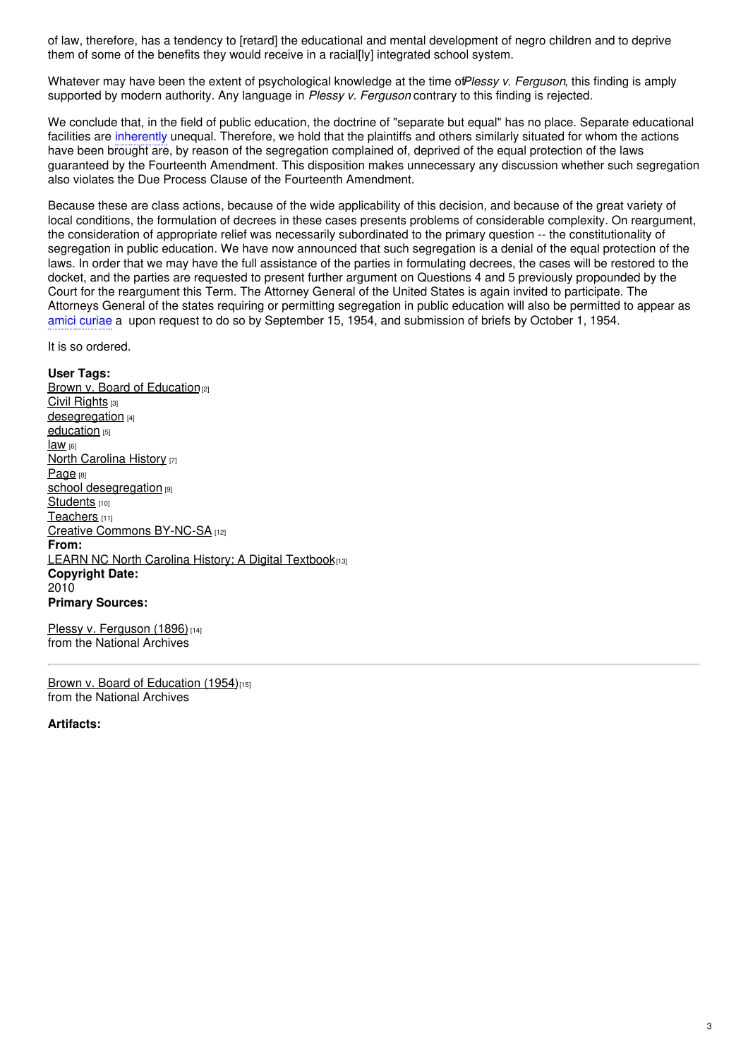of law, therefore, has a tendency to [retard] the educational and mental development of negro children and to deprive them of some of the benefits they would receive in a racial[ly] integrated school system.

Whatever may have been the extent of psychological knowledge at the time of *Plessy v. Ferguson*, this finding is amply supported by modern authority. Any language in *Plessy v. Ferguson* contrary to this finding is rejected.

We conclude that, in the field of public education, the doctrine of "separate but equal" has no place. Separate educational facilities are inherently unequal. Therefore, we hold that the plaintiffs and others similarly situated for whom the actions have been brought are, by reason of the segregation complained of, deprived of the equal protection of the laws guaranteed by the Fourteenth Amendment. This disposition makes unnecessary any discussion whether such segregation also violates the Due Process Clause of the Fourteenth Amendment.

Because these are class actions, because of the wide applicability of this decision, and because of the great variety of local conditions, the formulation of decrees in these cases presents problems of considerable complexity. On reargument, the consideration of appropriate relief was necessarily subordinated to the primary question -- the constitutionality of segregation in public education. We have now announced that such segregation is a denial of the equal protection of the laws. In order that we may have the full assistance of the parties in formulating decrees, the cases will be restored to the docket, and the parties are requested to present further argument on Questions 4 and 5 previously propounded by the Court for the reargument this Term. The Attorney General of the United States is again invited to participate. The Attorneys General of the states requiring or permitting segregation in public education will also be permitted to appear as amici curiae a upon request to do so by September 15, 1954, and submission of briefs by October 1, 1954.

It is so ordered.

**User Tags:**
Brown v. Board of Education [2]
Civil Rights [3]
desegregation [4]
education [5]
law [6]
North Carolina History [7]
Page [8]
school desegregation [9]
Students [10]
Teachers [11]
Creative Commons BY-NC-SA [12]
**From:**
LEARN NC North Carolina History: A Digital Textbook [13]
**Copyright Date:**
2010
**Primary Sources:**

Plessy v. Ferguson (1896) [14]
from the National Archives

---

Brown v. Board of Education (1954) [15]
from the National Archives

**Artifacts:**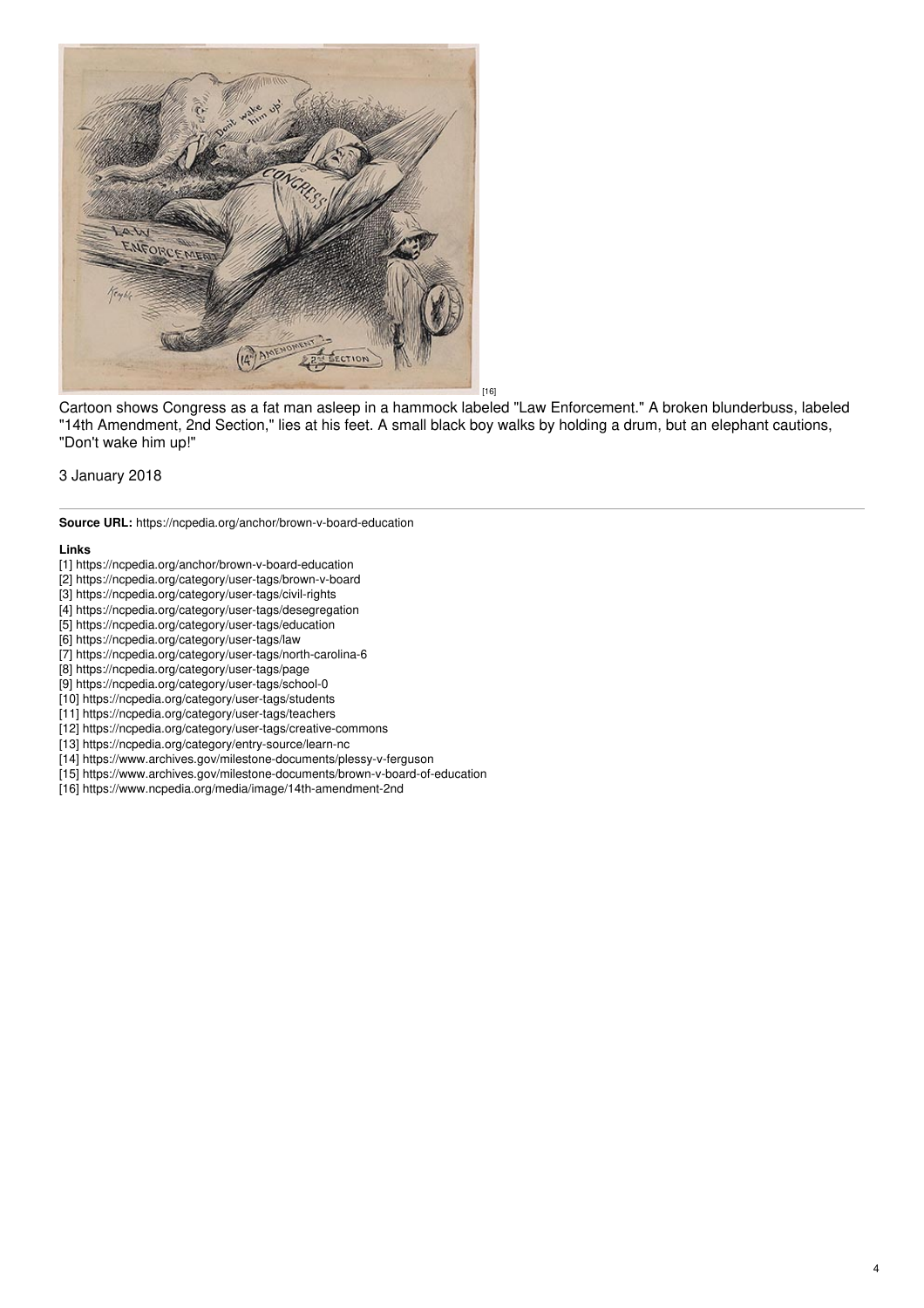[16]

Cartoon shows Congress as a fat man asleep in a hammock labeled "Law Enforcement." A broken blunderbuss, labeled "14th Amendment, 2nd Section," lies at his feet. A small black boy walks by holding a drum, but an elephant cautions, "Don't wake him up!"

3 January 2018

---

**Source URL:** https://ncpedia.org/anchor/brown-v-board-education

**Links**

[1] https://ncpedia.org/anchor/brown-v-board-education
[2] https://ncpedia.org/category/user-tags/brown-v-board
[3] https://ncpedia.org/category/user-tags/civil-rights
[4] https://ncpedia.org/category/user-tags/desegregation
[5] https://ncpedia.org/category/user-tags/education
[6] https://ncpedia.org/category/user-tags/law
[7] https://ncpedia.org/category/user-tags/north-carolina-6
[8] https://ncpedia.org/category/user-tags/page
[9] https://ncpedia.org/category/user-tags/school-0
[10] https://ncpedia.org/category/user-tags/students
[11] https://ncpedia.org/category/user-tags/teachers
[12] https://ncpedia.org/category/user-tags/creative-commons
[13] https://ncpedia.org/category/entry-source/learn-nc
[14] https://www.archives.gov/milestone-documents/plessy-v-ferguson
[15] https://www.archives.gov/milestone-documents/brown-v-board-of-education
[16] https://www.ncpedia.org/media/image/14th-amendment-2nd